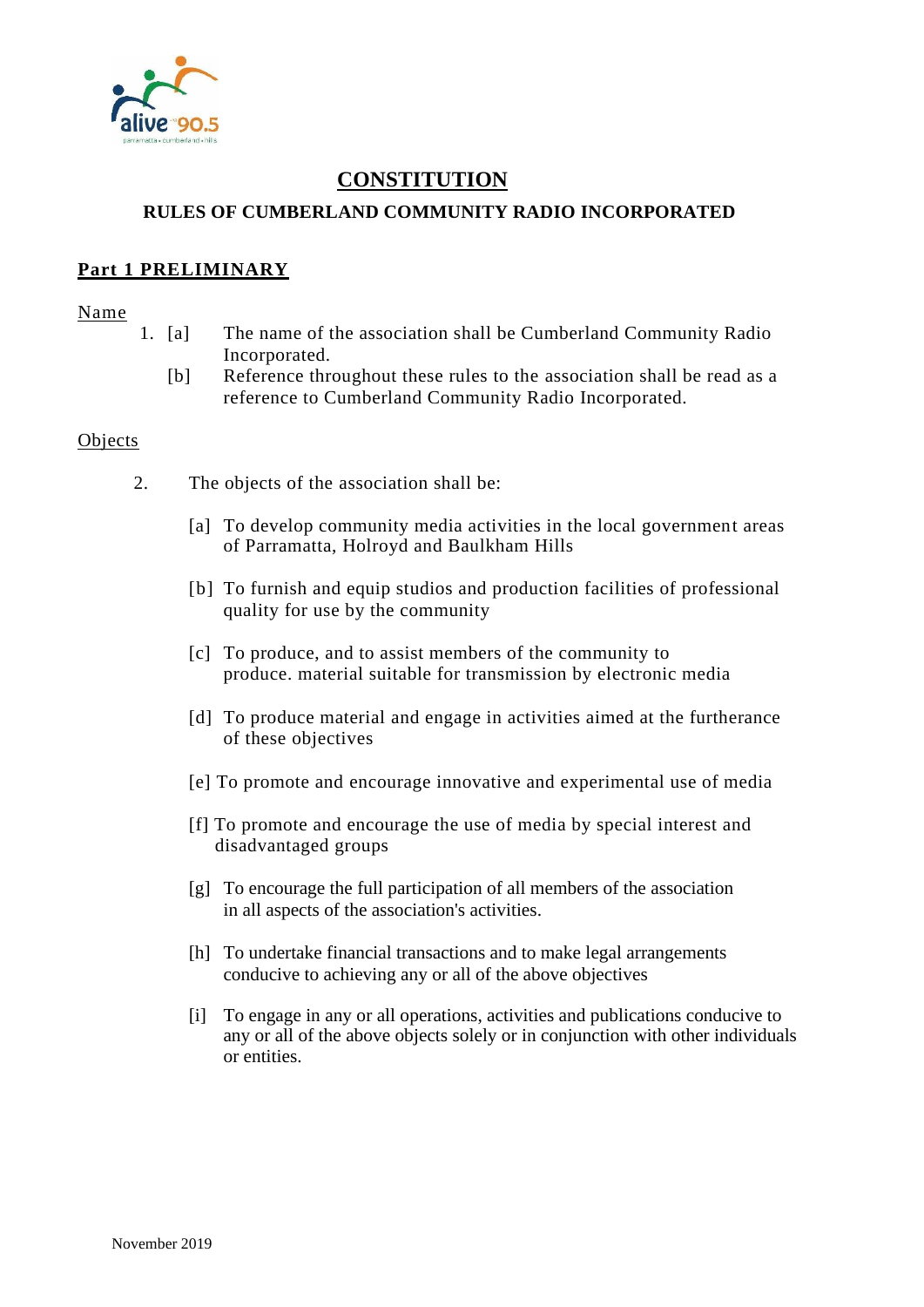# CONSTITUTION

## RULES OF CUMBERLAND COMMUNITY RADIO INCORPORATED

### Part 1 PRELIMINARY

**Name**

1. [a] The name of the association shall be Cumberland Community Radio Incorporated.

   [b] Reference throughout these rules to the association shall be read as a reference to Cumberland Community Radio Incorporated.

**Objects**

2. The objects of the association shall be:

   [a] To develop community media activities in the local government areas of Parramatta, Holroyd and Baulkham Hills

   [b] To furnish and equip studios and production facilities of professional quality for use by the community

   [c] To produce, and to assist members of the community to produce. material suitable for transmission by electronic media

   [d] To produce material and engage in activities aimed at the furtherance of these objectives

   [e] To promote and encourage innovative and experimental use of media

   [f] To promote and encourage the use of media by special interest and disadvantaged groups

   [g] To encourage the full participation of all members of the association in all aspects of the association's activities.

   [h] To undertake financial transactions and to make legal arrangements conducive to achieving any or all of the above objectives

   [i] To engage in any or all operations, activities and publications conducive to any or all of the above objects solely or in conjunction with other individuals or entities.

November 2019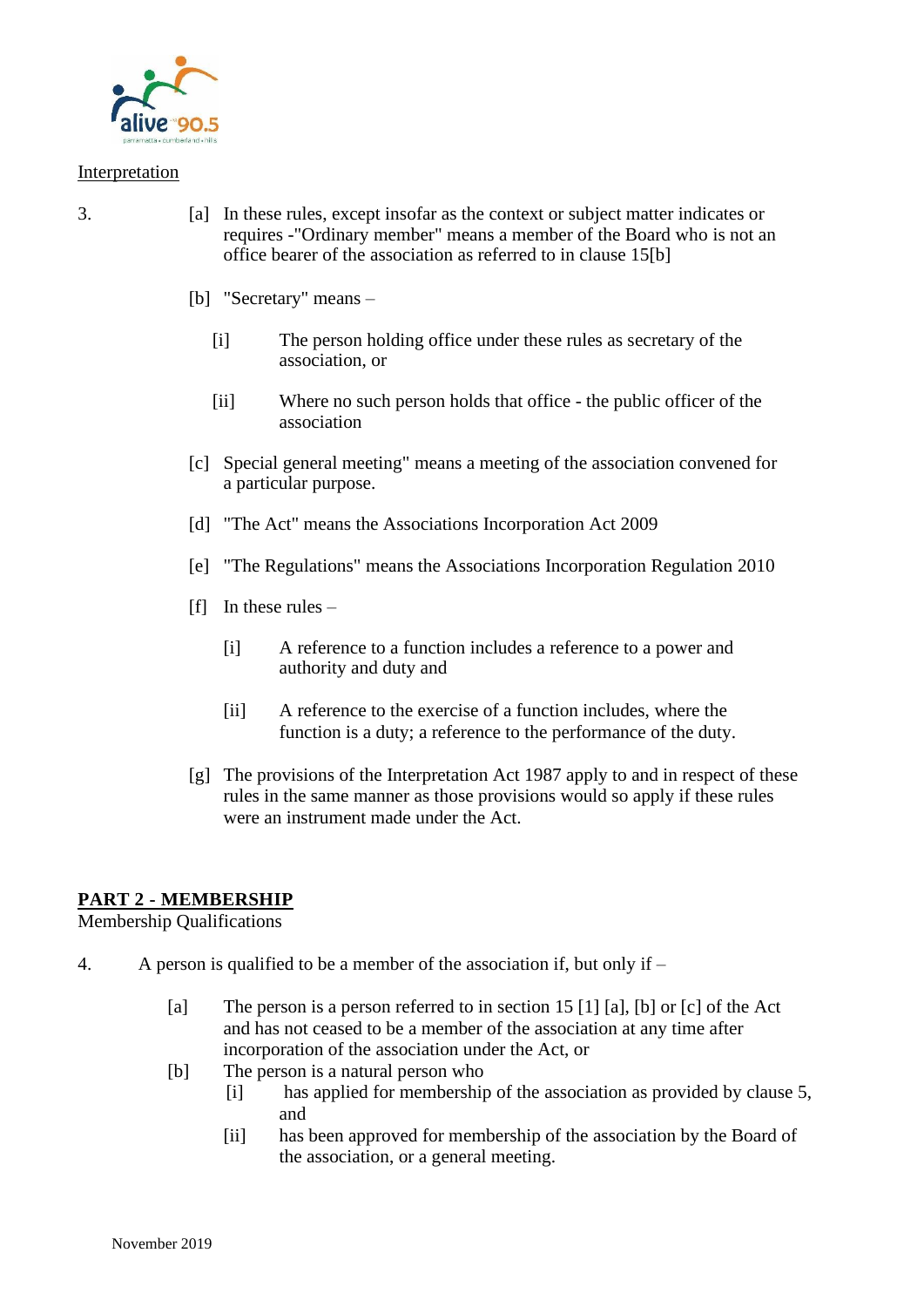Interpretation

3. [a] In these rules, except insofar as the context or subject matter indicates or requires -"Ordinary member" means a member of the Board who is not an office bearer of the association as referred to in clause 15[b]

[b] "Secretary" means –

[i] The person holding office under these rules as secretary of the association, or

[ii] Where no such person holds that office - the public officer of the association

[c] Special general meeting" means a meeting of the association convened for a particular purpose.

[d] "The Act" means the Associations Incorporation Act 2009

[e] "The Regulations" means the Associations Incorporation Regulation 2010

[f] In these rules –

[i] A reference to a function includes a reference to a power and authority and duty and

[ii] A reference to the exercise of a function includes, where the function is a duty; a reference to the performance of the duty.

[g] The provisions of the Interpretation Act 1987 apply to and in respect of these rules in the same manner as those provisions would so apply if these rules were an instrument made under the Act.

## PART 2 - MEMBERSHIP

Membership Qualifications

4. A person is qualified to be a member of the association if, but only if –

[a] The person is a person referred to in section 15 [1] [a], [b] or [c] of the Act and has not ceased to be a member of the association at any time after incorporation of the association under the Act, or

[b] The person is a natural person who

[i] has applied for membership of the association as provided by clause 5, and

[ii] has been approved for membership of the association by the Board of the association, or a general meeting.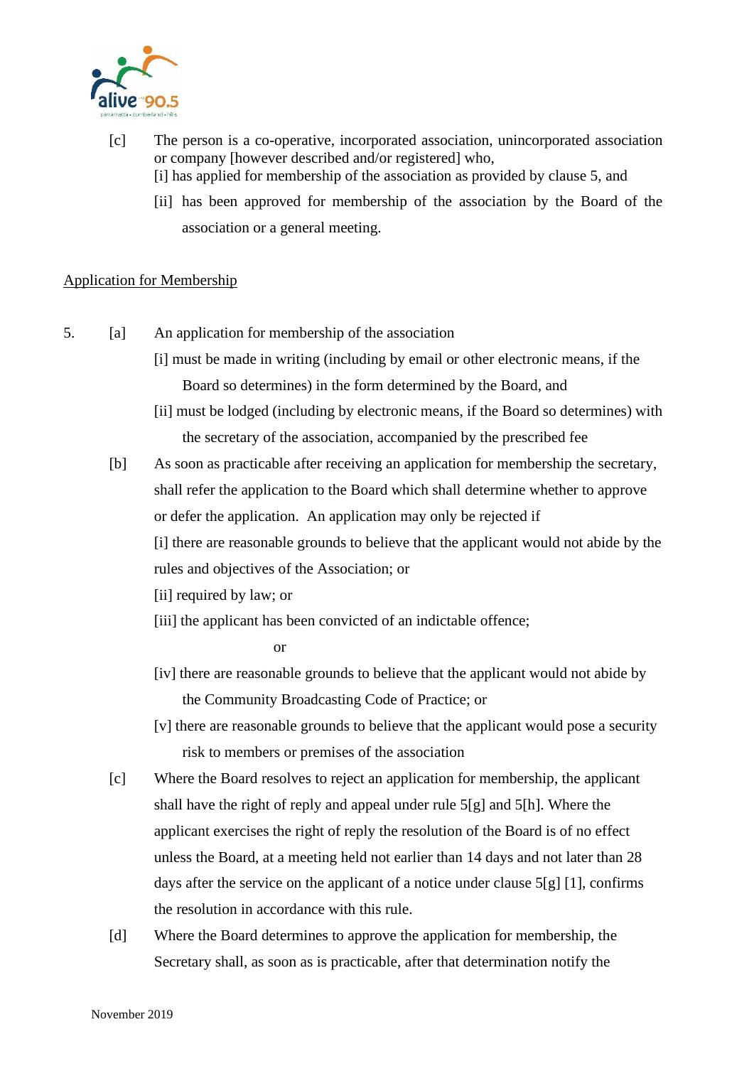[c] The person is a co-operative, incorporated association, unincorporated association or company [however described and/or registered] who,

[i] has applied for membership of the association as provided by clause 5, and

[ii] has been approved for membership of the association by the Board of the association or a general meeting.

Application for Membership

5. [a] An application for membership of the association

[i] must be made in writing (including by email or other electronic means, if the Board so determines) in the form determined by the Board, and

[ii] must be lodged (including by electronic means, if the Board so determines) with the secretary of the association, accompanied by the prescribed fee

[b] As soon as practicable after receiving an application for membership the secretary, shall refer the application to the Board which shall determine whether to approve or defer the application. An application may only be rejected if

[i] there are reasonable grounds to believe that the applicant would not abide by the rules and objectives of the Association; or

[ii] required by law; or

[iii] the applicant has been convicted of an indictable offence;

or

[iv] there are reasonable grounds to believe that the applicant would not abide by the Community Broadcasting Code of Practice; or

[v] there are reasonable grounds to believe that the applicant would pose a security risk to members or premises of the association

[c] Where the Board resolves to reject an application for membership, the applicant shall have the right of reply and appeal under rule 5[g] and 5[h]. Where the applicant exercises the right of reply the resolution of the Board is of no effect unless the Board, at a meeting held not earlier than 14 days and not later than 28 days after the service on the applicant of a notice under clause 5[g] [1], confirms the resolution in accordance with this rule.

[d] Where the Board determines to approve the application for membership, the Secretary shall, as soon as is practicable, after that determination notify the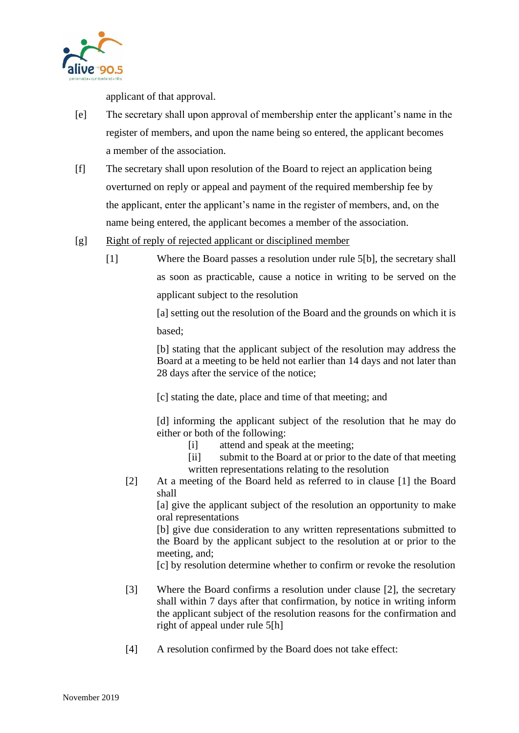applicant of that approval.

[e] The secretary shall upon approval of membership enter the applicant's name in the register of members, and upon the name being so entered, the applicant becomes a member of the association.

[f] The secretary shall upon resolution of the Board to reject an application being overturned on reply or appeal and payment of the required membership fee by the applicant, enter the applicant's name in the register of members, and, on the name being entered, the applicant becomes a member of the association.

[g] <u>Right of reply of rejected applicant or disciplined member</u>

[1] Where the Board passes a resolution under rule 5[b], the secretary shall as soon as practicable, cause a notice in writing to be served on the applicant subject to the resolution

[a] setting out the resolution of the Board and the grounds on which it is based;

[b] stating that the applicant subject of the resolution may address the Board at a meeting to be held not earlier than 14 days and not later than 28 days after the service of the notice;

[c] stating the date, place and time of that meeting; and

[d] informing the applicant subject of the resolution that he may do either or both of the following:

[i] attend and speak at the meeting;

[ii] submit to the Board at or prior to the date of that meeting written representations relating to the resolution

[2] At a meeting of the Board held as referred to in clause [1] the Board shall

[a] give the applicant subject of the resolution an opportunity to make oral representations

[b] give due consideration to any written representations submitted to the Board by the applicant subject to the resolution at or prior to the meeting, and;

[c] by resolution determine whether to confirm or revoke the resolution

[3] Where the Board confirms a resolution under clause [2], the secretary shall within 7 days after that confirmation, by notice in writing inform the applicant subject of the resolution reasons for the confirmation and right of appeal under rule 5[h]

[4] A resolution confirmed by the Board does not take effect: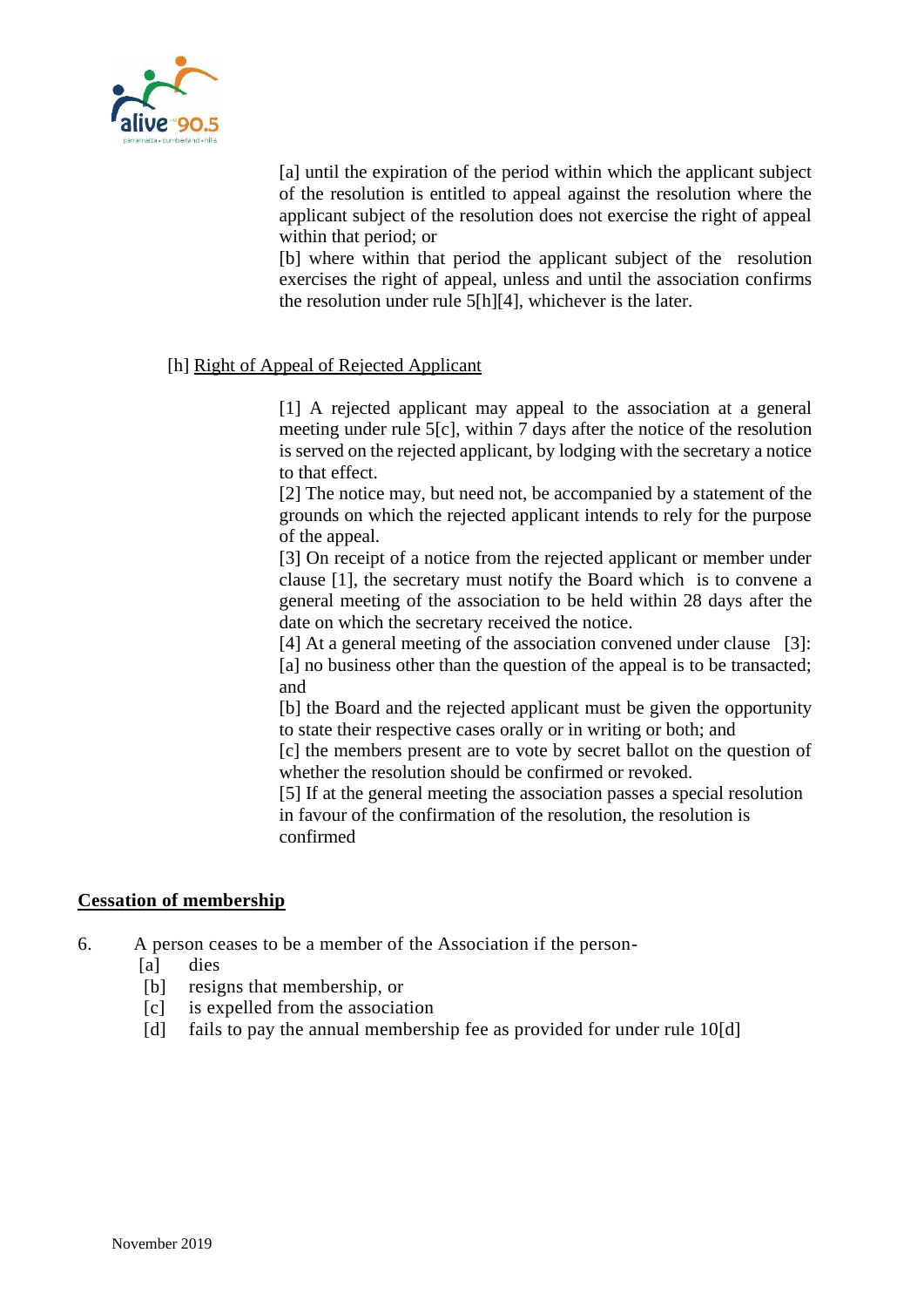[a] until the expiration of the period within which the applicant subject of the resolution is entitled to appeal against the resolution where the applicant subject of the resolution does not exercise the right of appeal within that period; or

[b] where within that period the applicant subject of the resolution exercises the right of appeal, unless and until the association confirms the resolution under rule 5[h][4], whichever is the later.

[h] Right of Appeal of Rejected Applicant

[1] A rejected applicant may appeal to the association at a general meeting under rule 5[c], within 7 days after the notice of the resolution is served on the rejected applicant, by lodging with the secretary a notice to that effect.

[2] The notice may, but need not, be accompanied by a statement of the grounds on which the rejected applicant intends to rely for the purpose of the appeal.

[3] On receipt of a notice from the rejected applicant or member under clause [1], the secretary must notify the Board which is to convene a general meeting of the association to be held within 28 days after the date on which the secretary received the notice.

[4] At a general meeting of the association convened under clause [3]:

[a] no business other than the question of the appeal is to be transacted; and

[b] the Board and the rejected applicant must be given the opportunity to state their respective cases orally or in writing or both; and

[c] the members present are to vote by secret ballot on the question of whether the resolution should be confirmed or revoked.

[5] If at the general meeting the association passes a special resolution in favour of the confirmation of the resolution, the resolution is confirmed

## Cessation of membership

6. A person ceases to be a member of the Association if the person-
   - [a] dies
   - [b] resigns that membership, or
   - [c] is expelled from the association
   - [d] fails to pay the annual membership fee as provided for under rule 10[d]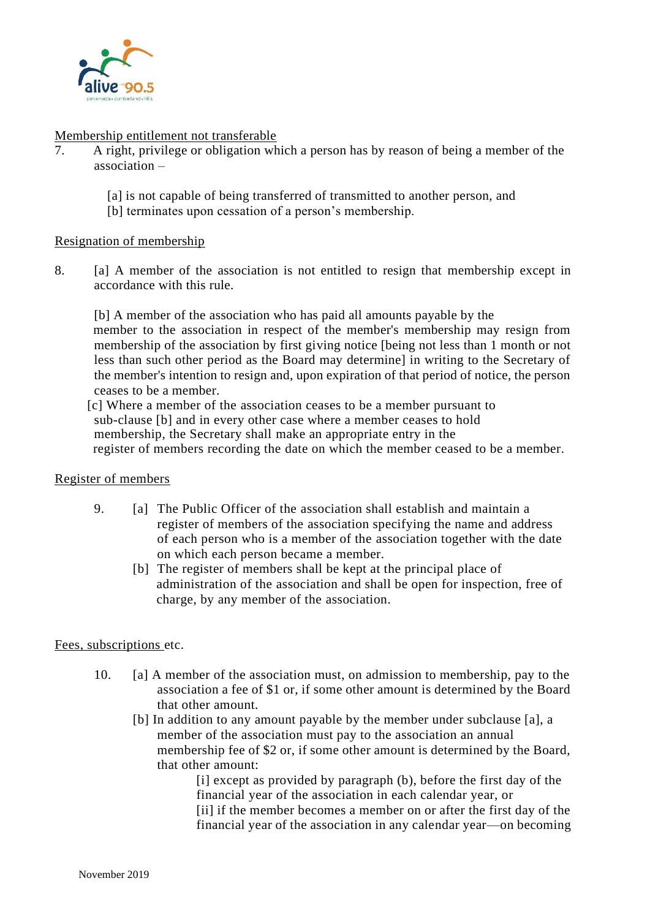Membership entitlement not transferable

7. A right, privilege or obligation which a person has by reason of being a member of the association –

   [a] is not capable of being transferred of transmitted to another person, and
   [b] terminates upon cessation of a person's membership.

Resignation of membership

8. [a] A member of the association is not entitled to resign that membership except in accordance with this rule.

   [b] A member of the association who has paid all amounts payable by the member to the association in respect of the member's membership may resign from membership of the association by first giving notice [being not less than 1 month or not less than such other period as the Board may determine] in writing to the Secretary of the member's intention to resign and, upon expiration of that period of notice, the person ceases to be a member.

   [c] Where a member of the association ceases to be a member pursuant to sub-clause [b] and in every other case where a member ceases to hold membership, the Secretary shall make an appropriate entry in the register of members recording the date on which the member ceased to be a member.

Register of members

9. [a] The Public Officer of the association shall establish and maintain a register of members of the association specifying the name and address of each person who is a member of the association together with the date on which each person became a member.

   [b] The register of members shall be kept at the principal place of administration of the association and shall be open for inspection, free of charge, by any member of the association.

Fees, subscriptions etc.

10. [a] A member of the association must, on admission to membership, pay to the association a fee of $1 or, if some other amount is determined by the Board that other amount.

    [b] In addition to any amount payable by the member under subclause [a], a member of the association must pay to the association an annual membership fee of $2 or, if some other amount is determined by the Board, that other amount:

      [i] except as provided by paragraph (b), before the first day of the financial year of the association in each calendar year, or

      [ii] if the member becomes a member on or after the first day of the financial year of the association in any calendar year—on becoming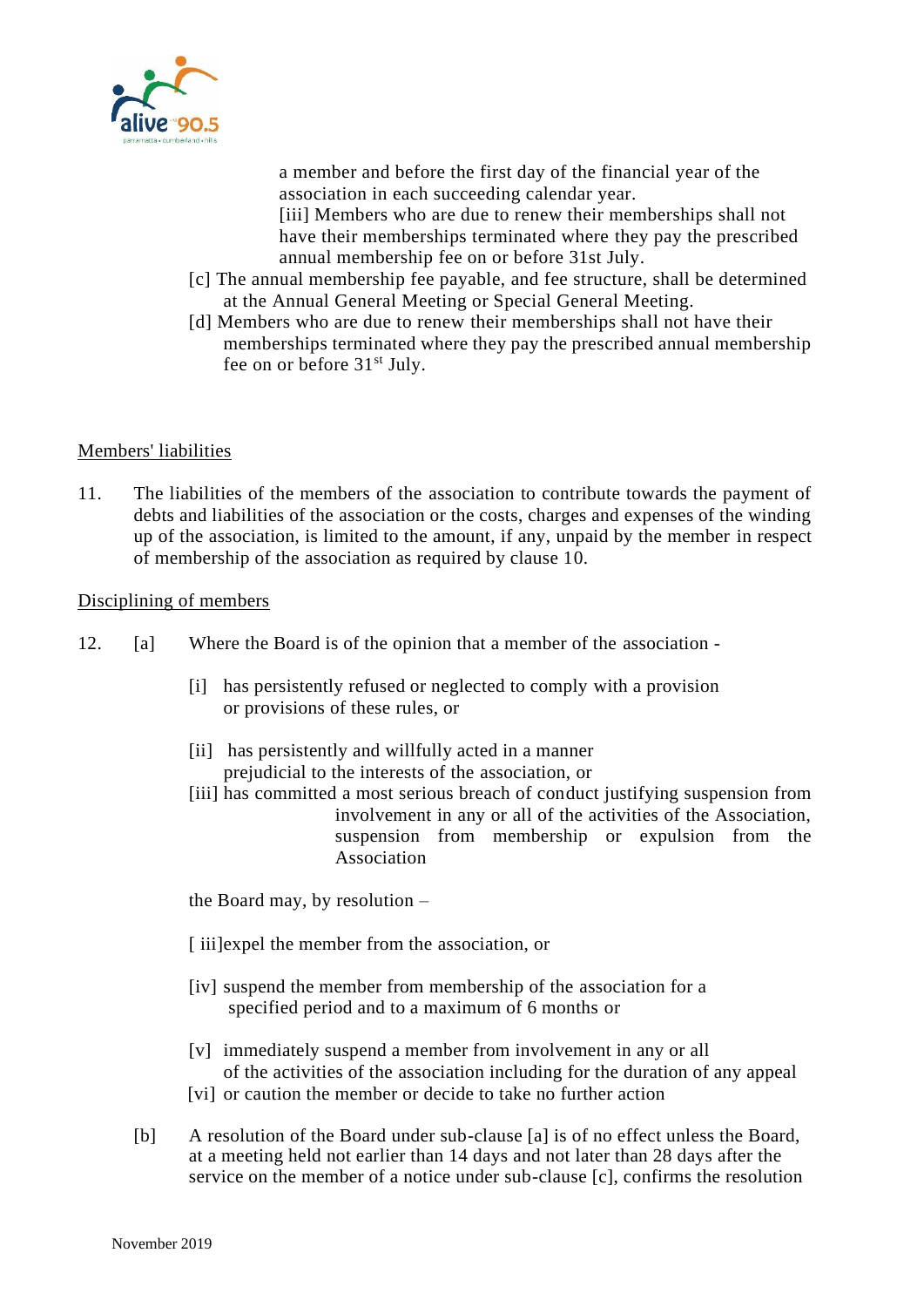a member and before the first day of the financial year of the association in each succeeding calendar year.

[iii] Members who are due to renew their memberships shall not have their memberships terminated where they pay the prescribed annual membership fee on or before 31st July.

[c] The annual membership fee payable, and fee structure, shall be determined at the Annual General Meeting or Special General Meeting.

[d] Members who are due to renew their memberships shall not have their memberships terminated where they pay the prescribed annual membership fee on or before 31st July.

Members' liabilities

11. The liabilities of the members of the association to contribute towards the payment of debts and liabilities of the association or the costs, charges and expenses of the winding up of the association, is limited to the amount, if any, unpaid by the member in respect of membership of the association as required by clause 10.

Disciplining of members

12. [a] Where the Board is of the opinion that a member of the association -

[i] has persistently refused or neglected to comply with a provision or provisions of these rules, or

[ii] has persistently and willfully acted in a manner prejudicial to the interests of the association, or

[iii] has committed a most serious breach of conduct justifying suspension from involvement in any or all of the activities of the Association, suspension from membership or expulsion from the Association

the Board may, by resolution –

[ iii]expel the member from the association, or

[iv] suspend the member from membership of the association for a specified period and to a maximum of 6 months or

[v] immediately suspend a member from involvement in any or all of the activities of the association including for the duration of any appeal

[vi] or caution the member or decide to take no further action

[b] A resolution of the Board under sub-clause [a] is of no effect unless the Board, at a meeting held not earlier than 14 days and not later than 28 days after the service on the member of a notice under sub-clause [c], confirms the resolution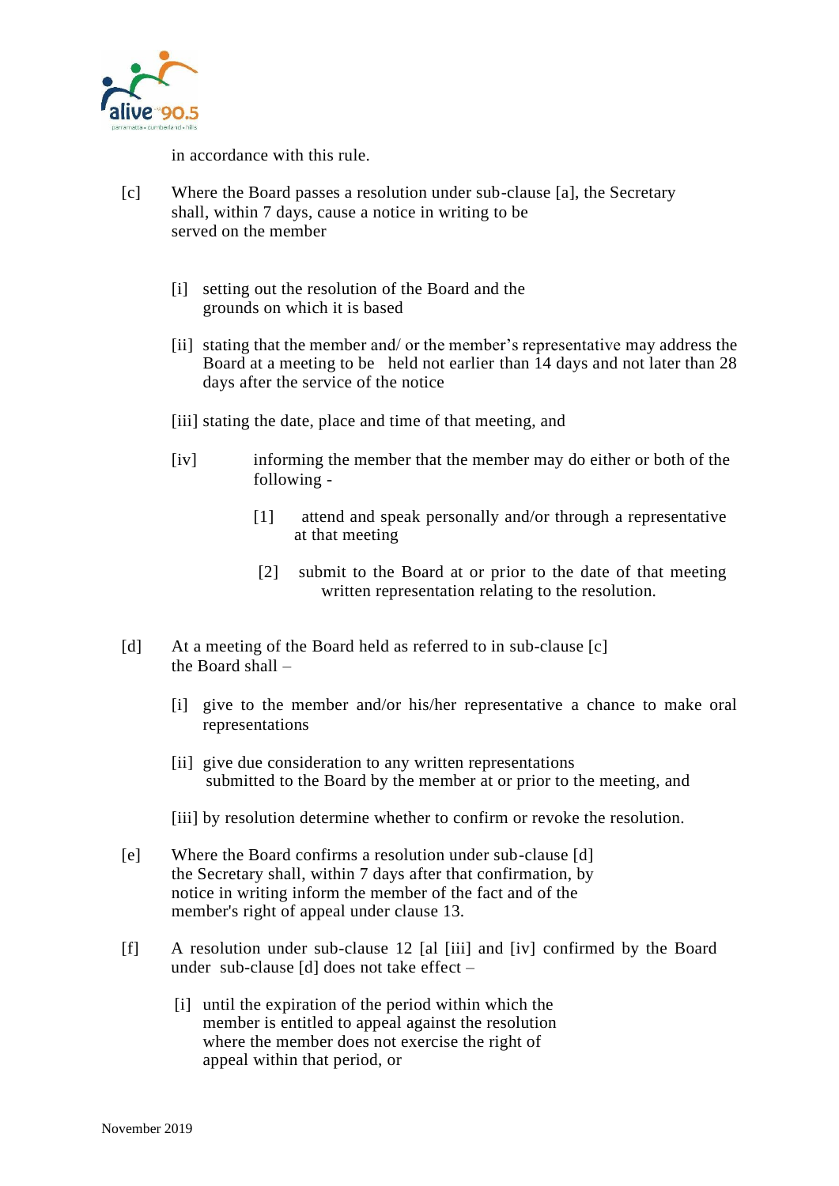in accordance with this rule.

[c] Where the Board passes a resolution under sub-clause [a], the Secretary shall, within 7 days, cause a notice in writing to be served on the member

- [i] setting out the resolution of the Board and the grounds on which it is based
- [ii] stating that the member and/ or the member's representative may address the Board at a meeting to be held not earlier than 14 days and not later than 28 days after the service of the notice
- [iii] stating the date, place and time of that meeting, and
- [iv] informing the member that the member may do either or both of the following -
  - [1] attend and speak personally and/or through a representative at that meeting
  - [2] submit to the Board at or prior to the date of that meeting written representation relating to the resolution.

[d] At a meeting of the Board held as referred to in sub-clause [c] the Board shall –

- [i] give to the member and/or his/her representative a chance to make oral representations
- [ii] give due consideration to any written representations submitted to the Board by the member at or prior to the meeting, and
- [iii] by resolution determine whether to confirm or revoke the resolution.

[e] Where the Board confirms a resolution under sub-clause [d] the Secretary shall, within 7 days after that confirmation, by notice in writing inform the member of the fact and of the member's right of appeal under clause 13.

[f] A resolution under sub-clause 12 [al [iii] and [iv] confirmed by the Board under sub-clause [d] does not take effect –

- [i] until the expiration of the period within which the member is entitled to appeal against the resolution where the member does not exercise the right of appeal within that period, or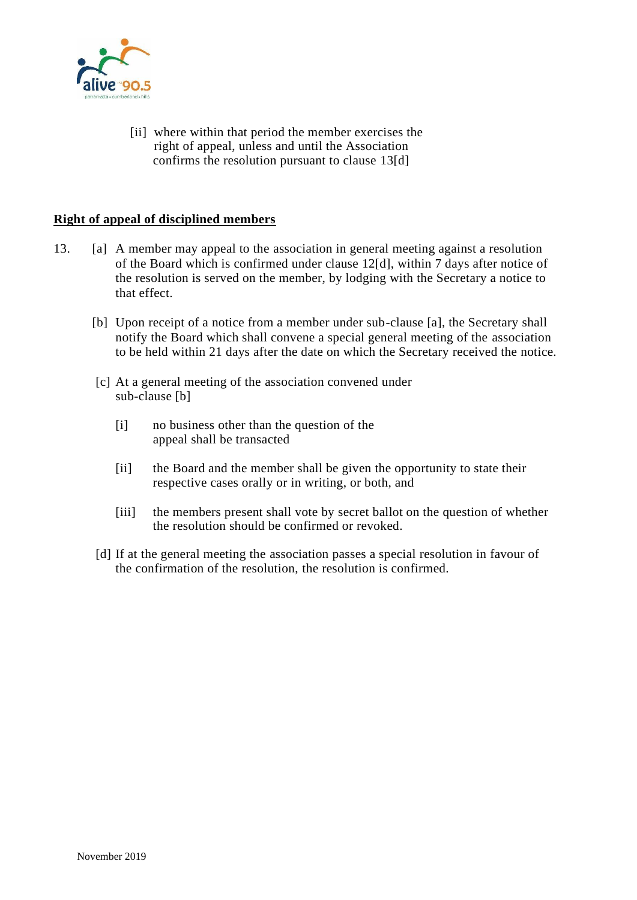[ii] where within that period the member exercises the right of appeal, unless and until the Association confirms the resolution pursuant to clause 13[d]

**Right of appeal of disciplined members**

13. [a] A member may appeal to the association in general meeting against a resolution of the Board which is confirmed under clause 12[d], within 7 days after notice of the resolution is served on the member, by lodging with the Secretary a notice to that effect.

[b] Upon receipt of a notice from a member under sub-clause [a], the Secretary shall notify the Board which shall convene a special general meeting of the association to be held within 21 days after the date on which the Secretary received the notice.

[c] At a general meeting of the association convened under sub-clause [b]

[i] no business other than the question of the appeal shall be transacted

[ii] the Board and the member shall be given the opportunity to state their respective cases orally or in writing, or both, and

[iii] the members present shall vote by secret ballot on the question of whether the resolution should be confirmed or revoked.

[d] If at the general meeting the association passes a special resolution in favour of the confirmation of the resolution, the resolution is confirmed.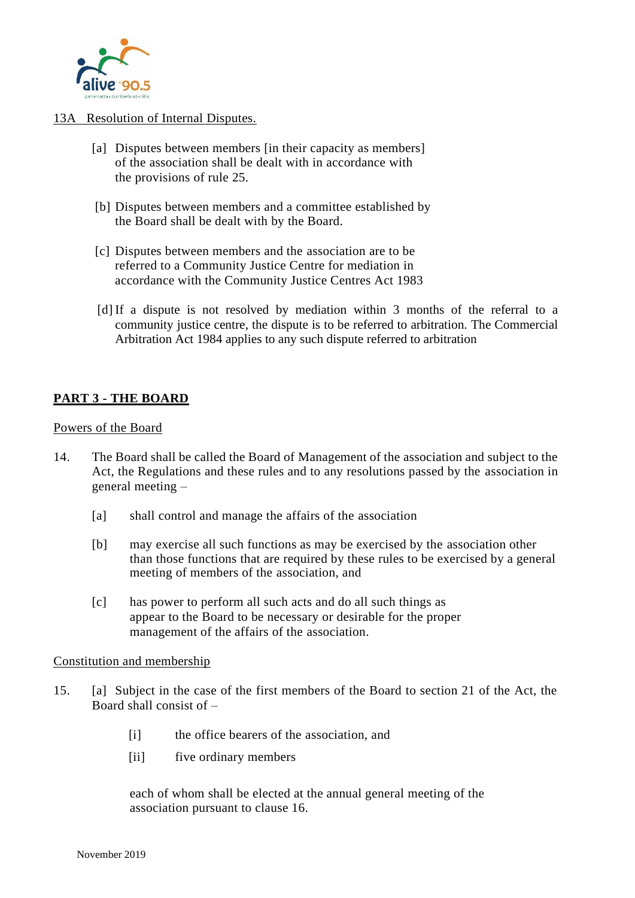13A Resolution of Internal Disputes.

[a] Disputes between members [in their capacity as members] of the association shall be dealt with in accordance with the provisions of rule 25.

[b] Disputes between members and a committee established by the Board shall be dealt with by the Board.

[c] Disputes between members and the association are to be referred to a Community Justice Centre for mediation in accordance with the Community Justice Centres Act 1983

[d] If a dispute is not resolved by mediation within 3 months of the referral to a community justice centre, the dispute is to be referred to arbitration. The Commercial Arbitration Act 1984 applies to any such dispute referred to arbitration

## PART 3 - THE BOARD

Powers of the Board

14. The Board shall be called the Board of Management of the association and subject to the Act, the Regulations and these rules and to any resolutions passed by the association in general meeting –

   [a] shall control and manage the affairs of the association

   [b] may exercise all such functions as may be exercised by the association other than those functions that are required by these rules to be exercised by a general meeting of members of the association, and

   [c] has power to perform all such acts and do all such things as appear to the Board to be necessary or desirable for the proper management of the affairs of the association.

Constitution and membership

15. [a] Subject in the case of the first members of the Board to section 21 of the Act, the Board shall consist of –

   [i] the office bearers of the association, and

   [ii] five ordinary members

   each of whom shall be elected at the annual general meeting of the association pursuant to clause 16.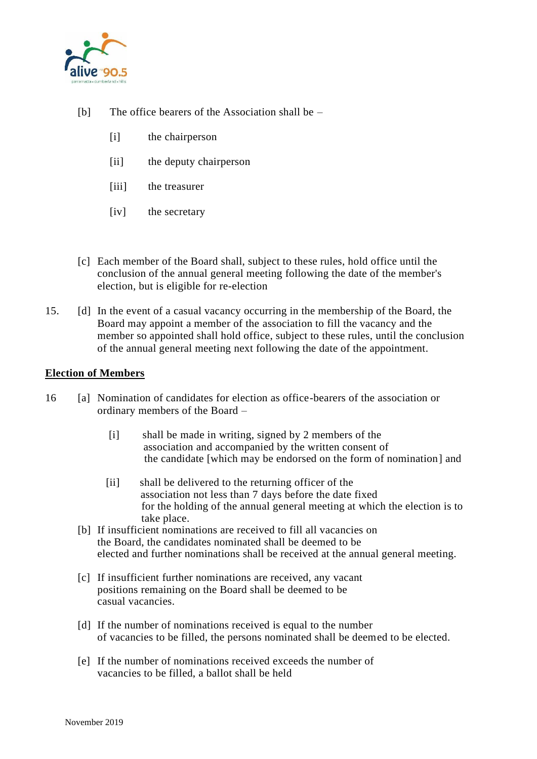[b] The office bearers of the Association shall be –

[i] the chairperson

[ii] the deputy chairperson

[iii] the treasurer

[iv] the secretary

[c] Each member of the Board shall, subject to these rules, hold office until the conclusion of the annual general meeting following the date of the member's election, but is eligible for re-election

15. [d] In the event of a casual vacancy occurring in the membership of the Board, the Board may appoint a member of the association to fill the vacancy and the member so appointed shall hold office, subject to these rules, until the conclusion of the annual general meeting next following the date of the appointment.

**Election of Members**

16 [a] Nomination of candidates for election as office-bearers of the association or ordinary members of the Board –

[i] shall be made in writing, signed by 2 members of the association and accompanied by the written consent of the candidate [which may be endorsed on the form of nomination] and

[ii] shall be delivered to the returning officer of the association not less than 7 days before the date fixed for the holding of the annual general meeting at which the election is to take place.

[b] If insufficient nominations are received to fill all vacancies on the Board, the candidates nominated shall be deemed to be elected and further nominations shall be received at the annual general meeting.

[c] If insufficient further nominations are received, any vacant positions remaining on the Board shall be deemed to be casual vacancies.

[d] If the number of nominations received is equal to the number of vacancies to be filled, the persons nominated shall be deemed to be elected.

[e] If the number of nominations received exceeds the number of vacancies to be filled, a ballot shall be held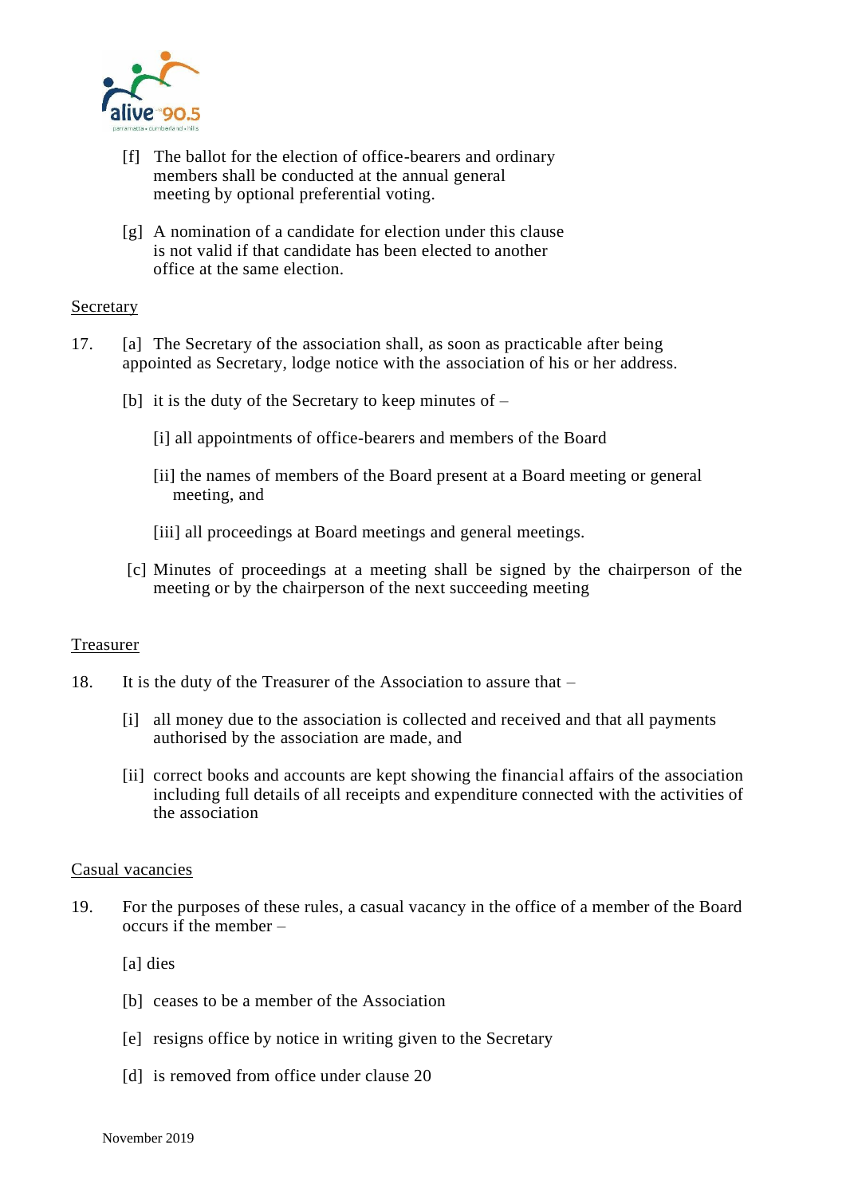[f] The ballot for the election of office-bearers and ordinary members shall be conducted at the annual general meeting by optional preferential voting.

[g] A nomination of a candidate for election under this clause is not valid if that candidate has been elected to another office at the same election.

Secretary

17. [a] The Secretary of the association shall, as soon as practicable after being appointed as Secretary, lodge notice with the association of his or her address.

[b] it is the duty of the Secretary to keep minutes of –

[i] all appointments of office-bearers and members of the Board

[ii] the names of members of the Board present at a Board meeting or general meeting, and

[iii] all proceedings at Board meetings and general meetings.

[c] Minutes of proceedings at a meeting shall be signed by the chairperson of the meeting or by the chairperson of the next succeeding meeting

Treasurer

18. It is the duty of the Treasurer of the Association to assure that –

[i] all money due to the association is collected and received and that all payments authorised by the association are made, and

[ii] correct books and accounts are kept showing the financial affairs of the association including full details of all receipts and expenditure connected with the activities of the association

Casual vacancies

19. For the purposes of these rules, a casual vacancy in the office of a member of the Board occurs if the member –

[a] dies

[b] ceases to be a member of the Association

[e] resigns office by notice in writing given to the Secretary

[d] is removed from office under clause 20

November 2019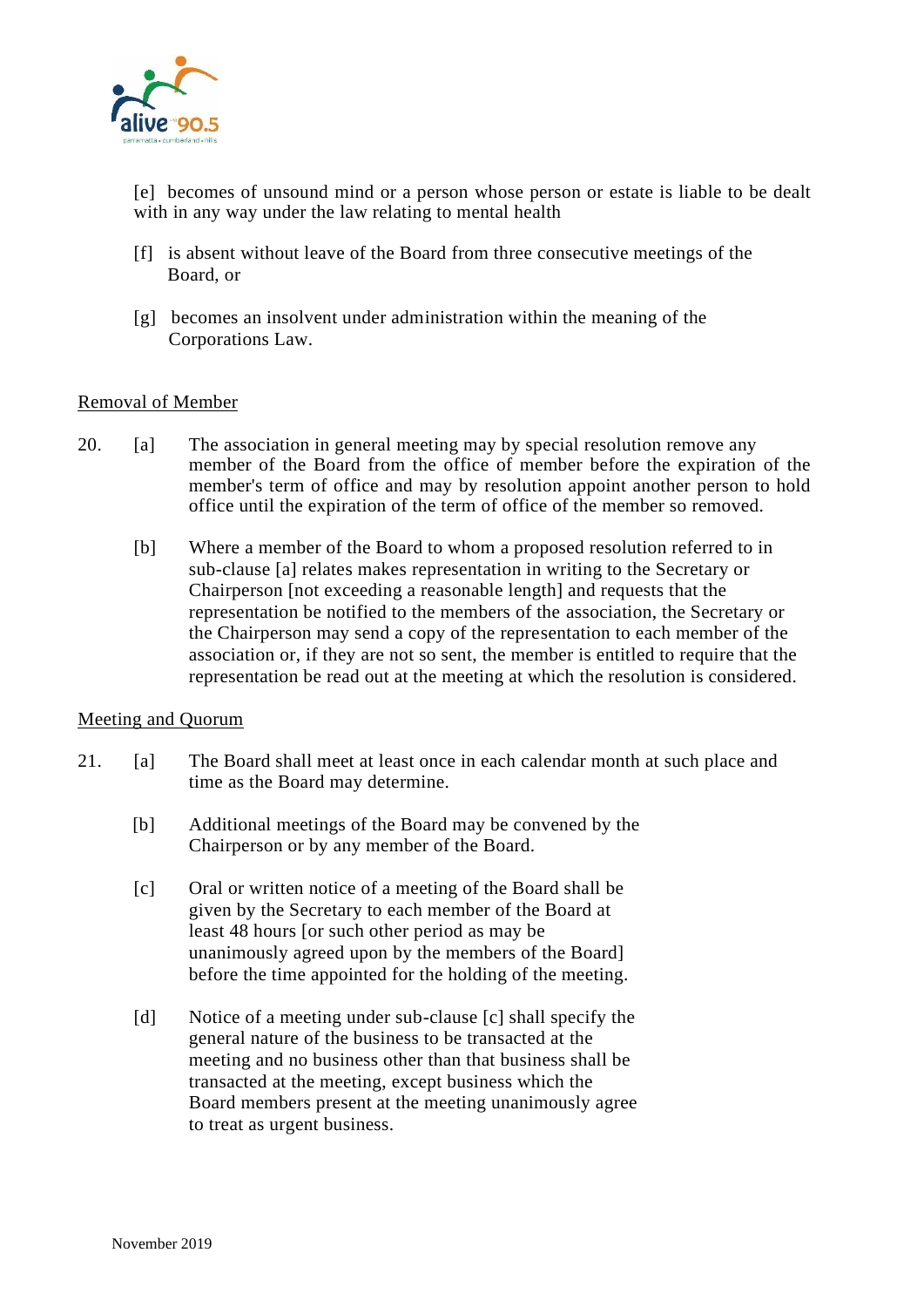[e] becomes of unsound mind or a person whose person or estate is liable to be dealt with in any way under the law relating to mental health

[f] is absent without leave of the Board from three consecutive meetings of the Board, or

[g] becomes an insolvent under administration within the meaning of the Corporations Law.

<u>Removal of Member</u>

20. [a] The association in general meeting may by special resolution remove any member of the Board from the office of member before the expiration of the member's term of office and may by resolution appoint another person to hold office until the expiration of the term of office of the member so removed.

[b] Where a member of the Board to whom a proposed resolution referred to in sub-clause [a] relates makes representation in writing to the Secretary or Chairperson [not exceeding a reasonable length] and requests that the representation be notified to the members of the association, the Secretary or the Chairperson may send a copy of the representation to each member of the association or, if they are not so sent, the member is entitled to require that the representation be read out at the meeting at which the resolution is considered.

<u>Meeting and Quorum</u>

21. [a] The Board shall meet at least once in each calendar month at such place and time as the Board may determine.

[b] Additional meetings of the Board may be convened by the Chairperson or by any member of the Board.

[c] Oral or written notice of a meeting of the Board shall be given by the Secretary to each member of the Board at least 48 hours [or such other period as may be unanimously agreed upon by the members of the Board] before the time appointed for the holding of the meeting.

[d] Notice of a meeting under sub-clause [c] shall specify the general nature of the business to be transacted at the meeting and no business other than that business shall be transacted at the meeting, except business which the Board members present at the meeting unanimously agree to treat as urgent business.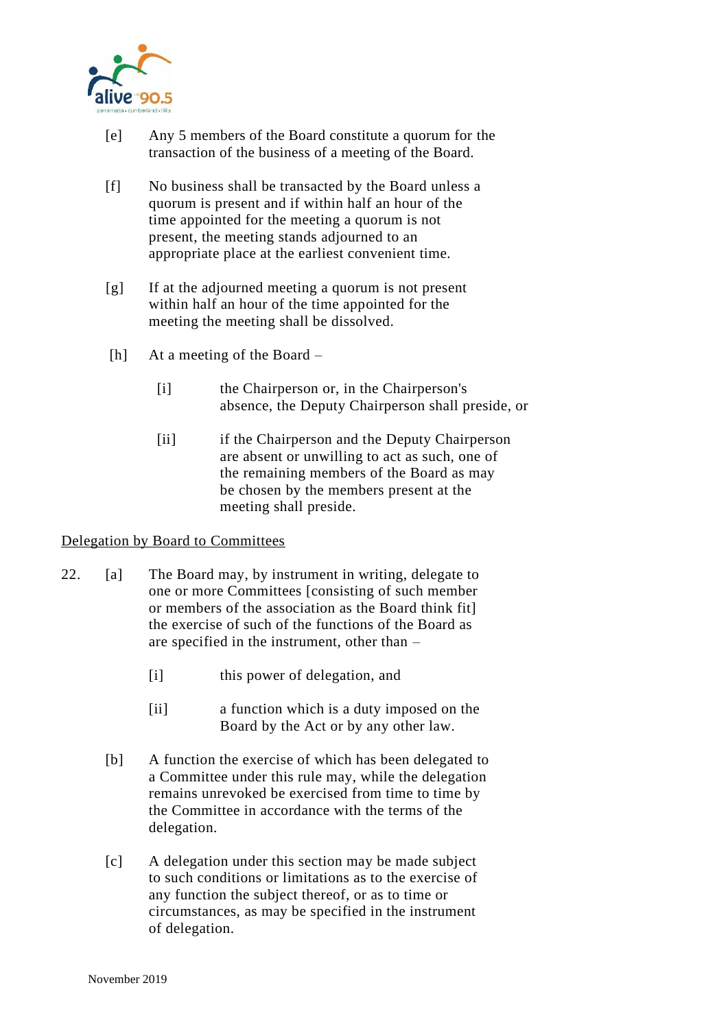[e] Any 5 members of the Board constitute a quorum for the transaction of the business of a meeting of the Board.

[f] No business shall be transacted by the Board unless a quorum is present and if within half an hour of the time appointed for the meeting a quorum is not present, the meeting stands adjourned to an appropriate place at the earliest convenient time.

[g] If at the adjourned meeting a quorum is not present within half an hour of the time appointed for the meeting the meeting shall be dissolved.

[h] At a meeting of the Board –

  [i] the Chairperson or, in the Chairperson's absence, the Deputy Chairperson shall preside, or

  [ii] if the Chairperson and the Deputy Chairperson are absent or unwilling to act as such, one of the remaining members of the Board as may be chosen by the members present at the meeting shall preside.

<u>Delegation by Board to Committees</u>

22. [a] The Board may, by instrument in writing, delegate to one or more Committees [consisting of such member or members of the association as the Board think fit] the exercise of such of the functions of the Board as are specified in the instrument, other than –

  [i] this power of delegation, and

  [ii] a function which is a duty imposed on the Board by the Act or by any other law.

[b] A function the exercise of which has been delegated to a Committee under this rule may, while the delegation remains unrevoked be exercised from time to time by the Committee in accordance with the terms of the delegation.

[c] A delegation under this section may be made subject to such conditions or limitations as to the exercise of any function the subject thereof, or as to time or circumstances, as may be specified in the instrument of delegation.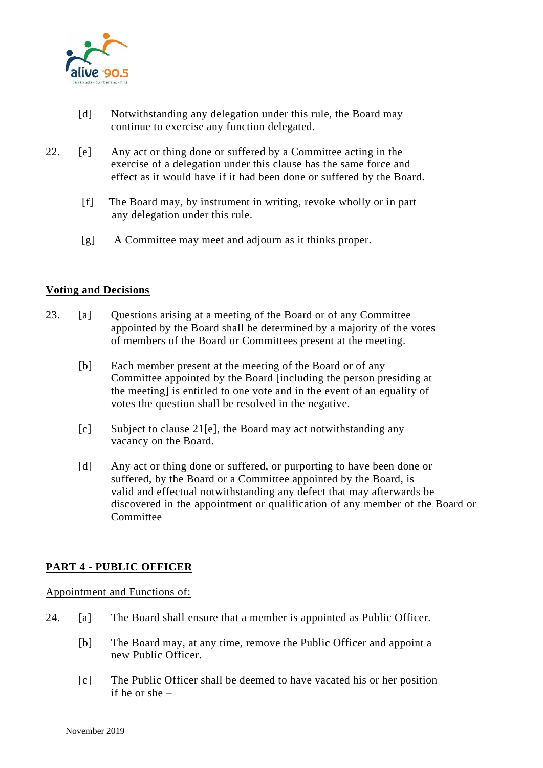[d] Notwithstanding any delegation under this rule, the Board may continue to exercise any function delegated.

22. [e] Any act or thing done or suffered by a Committee acting in the exercise of a delegation under this clause has the same force and effect as it would have if it had been done or suffered by the Board.

[f] The Board may, by instrument in writing, revoke wholly or in part any delegation under this rule.

[g] A Committee may meet and adjourn as it thinks proper.

**<u>Voting and Decisions</u>**

23. [a] Questions arising at a meeting of the Board or of any Committee appointed by the Board shall be determined by a majority of the votes of members of the Board or Committees present at the meeting.

[b] Each member present at the meeting of the Board or of any Committee appointed by the Board [including the person presiding at the meeting] is entitled to one vote and in the event of an equality of votes the question shall be resolved in the negative.

[c] Subject to clause 21[e], the Board may act notwithstanding any vacancy on the Board.

[d] Any act or thing done or suffered, or purporting to have been done or suffered, by the Board or a Committee appointed by the Board, is valid and effectual notwithstanding any defect that may afterwards be discovered in the appointment or qualification of any member of the Board or Committee

## **<u>PART 4 - PUBLIC OFFICER</u>**

<u>Appointment and Functions of:</u>

24. [a] The Board shall ensure that a member is appointed as Public Officer.

[b] The Board may, at any time, remove the Public Officer and appoint a new Public Officer.

[c] The Public Officer shall be deemed to have vacated his or her position if he or she –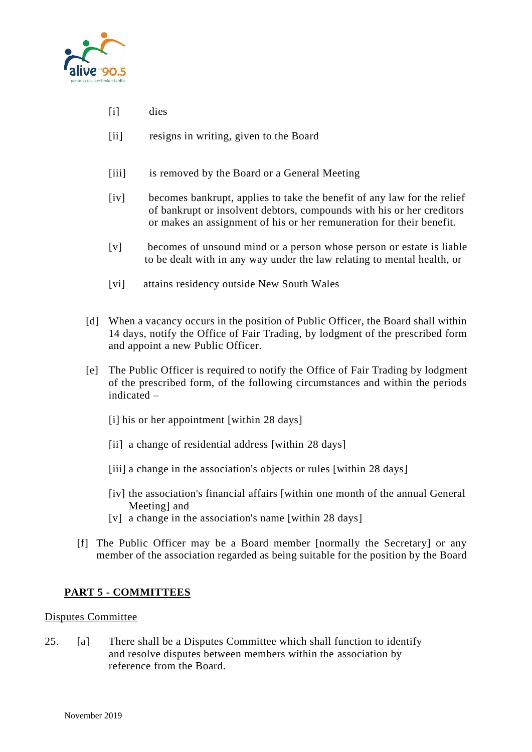[i] dies

[ii] resigns in writing, given to the Board

[iii] is removed by the Board or a General Meeting

[iv] becomes bankrupt, applies to take the benefit of any law for the relief of bankrupt or insolvent debtors, compounds with his or her creditors or makes an assignment of his or her remuneration for their benefit.

[v] becomes of unsound mind or a person whose person or estate is liable to be dealt with in any way under the law relating to mental health, or

[vi] attains residency outside New South Wales

[d] When a vacancy occurs in the position of Public Officer, the Board shall within 14 days, notify the Office of Fair Trading, by lodgment of the prescribed form and appoint a new Public Officer.

[e] The Public Officer is required to notify the Office of Fair Trading by lodgment of the prescribed form, of the following circumstances and within the periods indicated –

[i] his or her appointment [within 28 days]

[ii] a change of residential address [within 28 days]

[iii] a change in the association's objects or rules [within 28 days]

[iv] the association's financial affairs [within one month of the annual General Meeting] and

[v] a change in the association's name [within 28 days]

[f] The Public Officer may be a Board member [normally the Secretary] or any member of the association regarded as being suitable for the position by the Board

## PART 5 - COMMITTEES

Disputes Committee

25. [a] There shall be a Disputes Committee which shall function to identify and resolve disputes between members within the association by reference from the Board.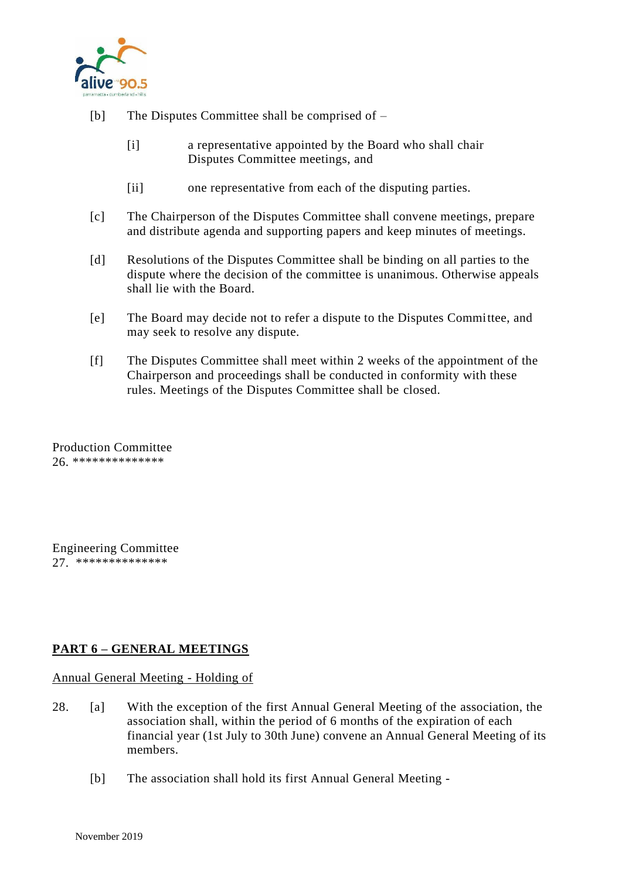[b] The Disputes Committee shall be comprised of –

[i] a representative appointed by the Board who shall chair Disputes Committee meetings, and

[ii] one representative from each of the disputing parties.

[c] The Chairperson of the Disputes Committee shall convene meetings, prepare and distribute agenda and supporting papers and keep minutes of meetings.

[d] Resolutions of the Disputes Committee shall be binding on all parties to the dispute where the decision of the committee is unanimous. Otherwise appeals shall lie with the Board.

[e] The Board may decide not to refer a dispute to the Disputes Committee, and may seek to resolve any dispute.

[f] The Disputes Committee shall meet within 2 weeks of the appointment of the Chairperson and proceedings shall be conducted in conformity with these rules. Meetings of the Disputes Committee shall be closed.

Production Committee
26. **************

Engineering Committee
27. **************

## PART 6 – GENERAL MEETINGS

Annual General Meeting - Holding of

28. [a] With the exception of the first Annual General Meeting of the association, the association shall, within the period of 6 months of the expiration of each financial year (1st July to 30th June) convene an Annual General Meeting of its members.

[b] The association shall hold its first Annual General Meeting -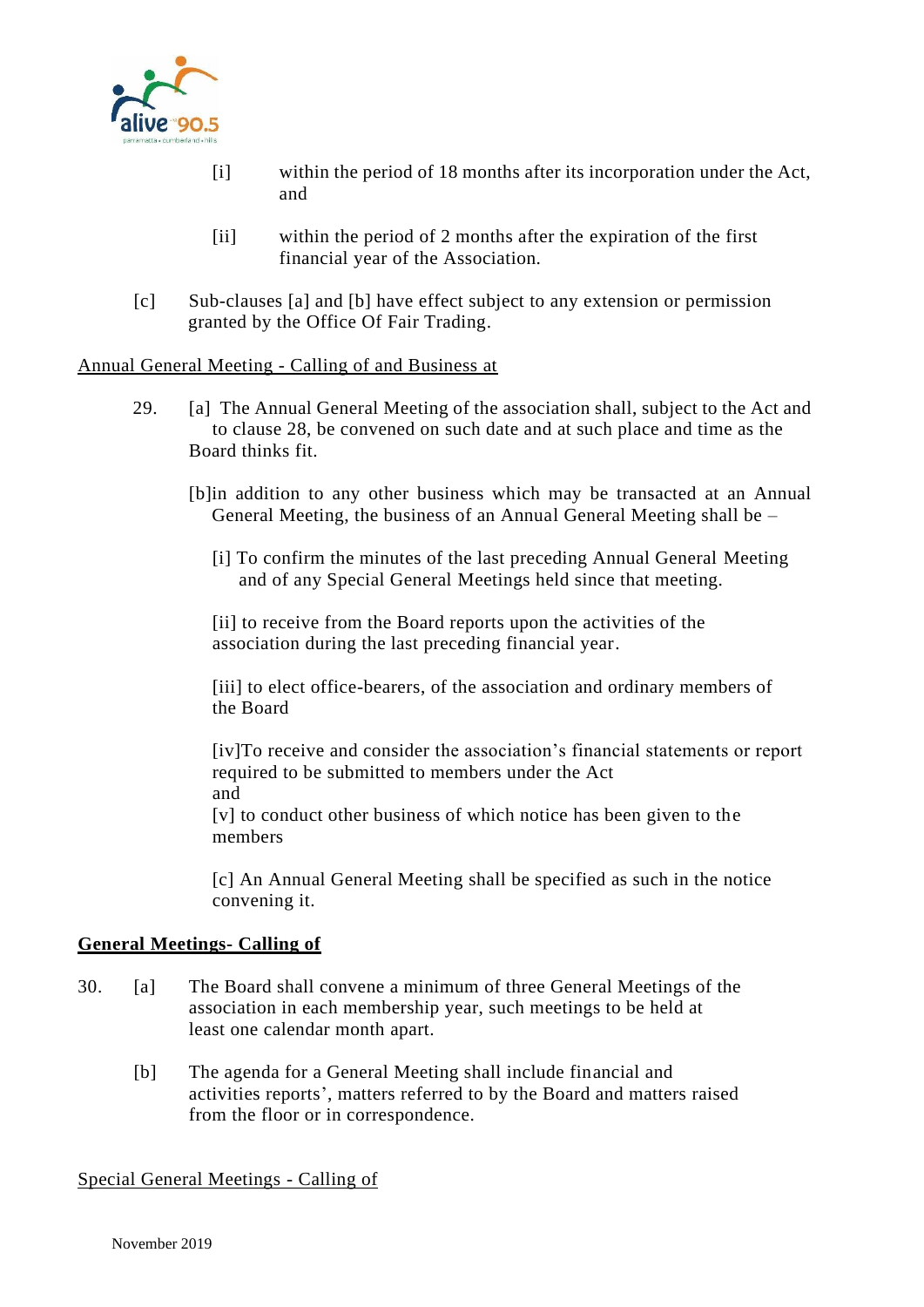[i] within the period of 18 months after its incorporation under the Act, and

[ii] within the period of 2 months after the expiration of the first financial year of the Association.

[c] Sub-clauses [a] and [b] have effect subject to any extension or permission granted by the Office Of Fair Trading.

<u>Annual General Meeting - Calling of and Business at</u>

29. [a] The Annual General Meeting of the association shall, subject to the Act and to clause 28, be convened on such date and at such place and time as the Board thinks fit.

[b]in addition to any other business which may be transacted at an Annual General Meeting, the business of an Annual General Meeting shall be –

[i] To confirm the minutes of the last preceding Annual General Meeting and of any Special General Meetings held since that meeting.

[ii] to receive from the Board reports upon the activities of the association during the last preceding financial year.

[iii] to elect office-bearers, of the association and ordinary members of the Board

[iv]To receive and consider the association's financial statements or report required to be submitted to members under the Act and

[v] to conduct other business of which notice has been given to the members

[c] An Annual General Meeting shall be specified as such in the notice convening it.

**<u>General Meetings- Calling of</u>**

30. [a] The Board shall convene a minimum of three General Meetings of the association in each membership year, such meetings to be held at least one calendar month apart.

[b] The agenda for a General Meeting shall include financial and activities reports', matters referred to by the Board and matters raised from the floor or in correspondence.

<u>Special General Meetings - Calling of</u>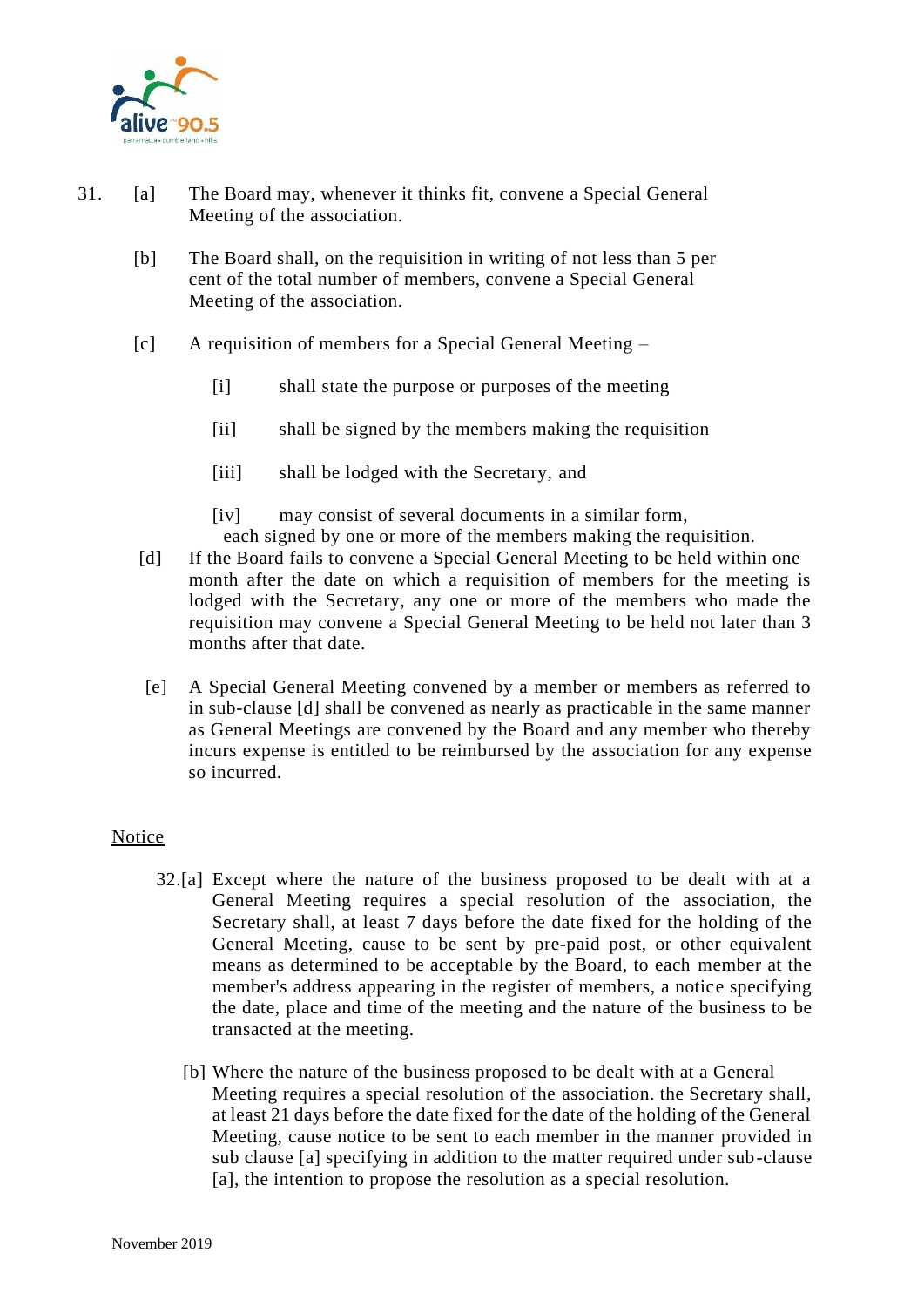31. [a] The Board may, whenever it thinks fit, convene a Special General Meeting of the association.

[b] The Board shall, on the requisition in writing of not less than 5 per cent of the total number of members, convene a Special General Meeting of the association.

[c] A requisition of members for a Special General Meeting –

[i] shall state the purpose or purposes of the meeting

[ii] shall be signed by the members making the requisition

[iii] shall be lodged with the Secretary, and

[iv] may consist of several documents in a similar form, each signed by one or more of the members making the requisition.

[d] If the Board fails to convene a Special General Meeting to be held within one month after the date on which a requisition of members for the meeting is lodged with the Secretary, any one or more of the members who made the requisition may convene a Special General Meeting to be held not later than 3 months after that date.

[e] A Special General Meeting convened by a member or members as referred to in sub-clause [d] shall be convened as nearly as practicable in the same manner as General Meetings are convened by the Board and any member who thereby incurs expense is entitled to be reimbursed by the association for any expense so incurred.

## Notice

32.[a] Except where the nature of the business proposed to be dealt with at a General Meeting requires a special resolution of the association, the Secretary shall, at least 7 days before the date fixed for the holding of the General Meeting, cause to be sent by pre-paid post, or other equivalent means as determined to be acceptable by the Board, to each member at the member's address appearing in the register of members, a notice specifying the date, place and time of the meeting and the nature of the business to be transacted at the meeting.

[b] Where the nature of the business proposed to be dealt with at a General Meeting requires a special resolution of the association. the Secretary shall, at least 21 days before the date fixed for the date of the holding of the General Meeting, cause notice to be sent to each member in the manner provided in sub clause [a] specifying in addition to the matter required under sub-clause [a], the intention to propose the resolution as a special resolution.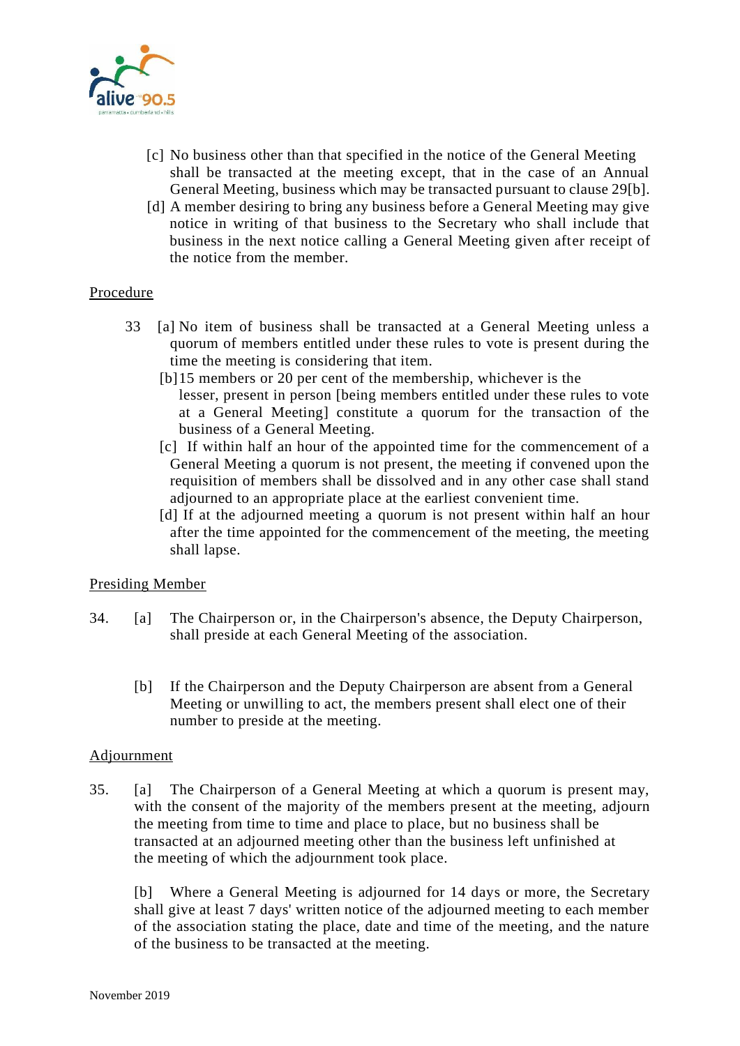[c] No business other than that specified in the notice of the General Meeting shall be transacted at the meeting except, that in the case of an Annual General Meeting, business which may be transacted pursuant to clause 29[b].

[d] A member desiring to bring any business before a General Meeting may give notice in writing of that business to the Secretary who shall include that business in the next notice calling a General Meeting given after receipt of the notice from the member.

Procedure

33 [a] No item of business shall be transacted at a General Meeting unless a quorum of members entitled under these rules to vote is present during the time the meeting is considering that item.

[b] 15 members or 20 per cent of the membership, whichever is the lesser, present in person [being members entitled under these rules to vote at a General Meeting] constitute a quorum for the transaction of the business of a General Meeting.

[c] If within half an hour of the appointed time for the commencement of a General Meeting a quorum is not present, the meeting if convened upon the requisition of members shall be dissolved and in any other case shall stand adjourned to an appropriate place at the earliest convenient time.

[d] If at the adjourned meeting a quorum is not present within half an hour after the time appointed for the commencement of the meeting, the meeting shall lapse.

Presiding Member

34. [a] The Chairperson or, in the Chairperson's absence, the Deputy Chairperson, shall preside at each General Meeting of the association.

[b] If the Chairperson and the Deputy Chairperson are absent from a General Meeting or unwilling to act, the members present shall elect one of their number to preside at the meeting.

Adjournment

35. [a] The Chairperson of a General Meeting at which a quorum is present may, with the consent of the majority of the members present at the meeting, adjourn the meeting from time to time and place to place, but no business shall be transacted at an adjourned meeting other than the business left unfinished at the meeting of which the adjournment took place.

[b] Where a General Meeting is adjourned for 14 days or more, the Secretary shall give at least 7 days' written notice of the adjourned meeting to each member of the association stating the place, date and time of the meeting, and the nature of the business to be transacted at the meeting.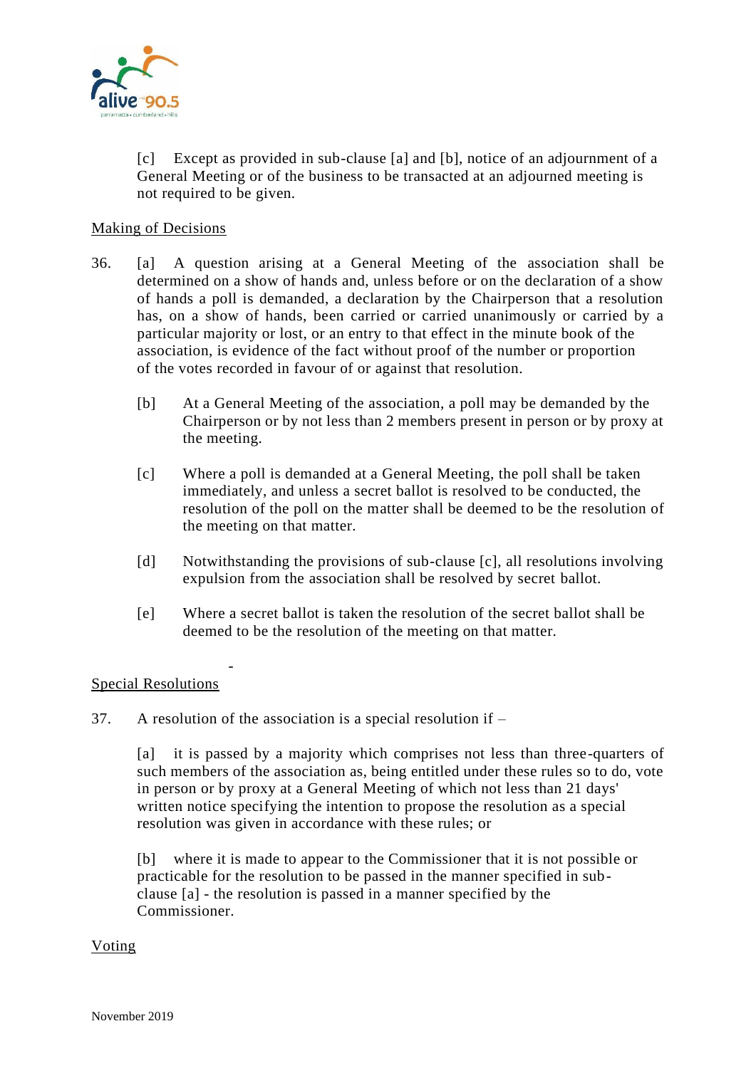[c] Except as provided in sub-clause [a] and [b], notice of an adjournment of a General Meeting or of the business to be transacted at an adjourned meeting is not required to be given.

Making of Decisions

36. [a] A question arising at a General Meeting of the association shall be determined on a show of hands and, unless before or on the declaration of a show of hands a poll is demanded, a declaration by the Chairperson that a resolution has, on a show of hands, been carried or carried unanimously or carried by a particular majority or lost, or an entry to that effect in the minute book of the association, is evidence of the fact without proof of the number or proportion of the votes recorded in favour of or against that resolution.

[b] At a General Meeting of the association, a poll may be demanded by the Chairperson or by not less than 2 members present in person or by proxy at the meeting.

[c] Where a poll is demanded at a General Meeting, the poll shall be taken immediately, and unless a secret ballot is resolved to be conducted, the resolution of the poll on the matter shall be deemed to be the resolution of the meeting on that matter.

[d] Notwithstanding the provisions of sub-clause [c], all resolutions involving expulsion from the association shall be resolved by secret ballot.

[e] Where a secret ballot is taken the resolution of the secret ballot shall be deemed to be the resolution of the meeting on that matter.

Special Resolutions

37. A resolution of the association is a special resolution if –

[a] it is passed by a majority which comprises not less than three-quarters of such members of the association as, being entitled under these rules so to do, vote in person or by proxy at a General Meeting of which not less than 21 days' written notice specifying the intention to propose the resolution as a special resolution was given in accordance with these rules; or

[b] where it is made to appear to the Commissioner that it is not possible or practicable for the resolution to be passed in the manner specified in sub-clause [a] - the resolution is passed in a manner specified by the Commissioner.

Voting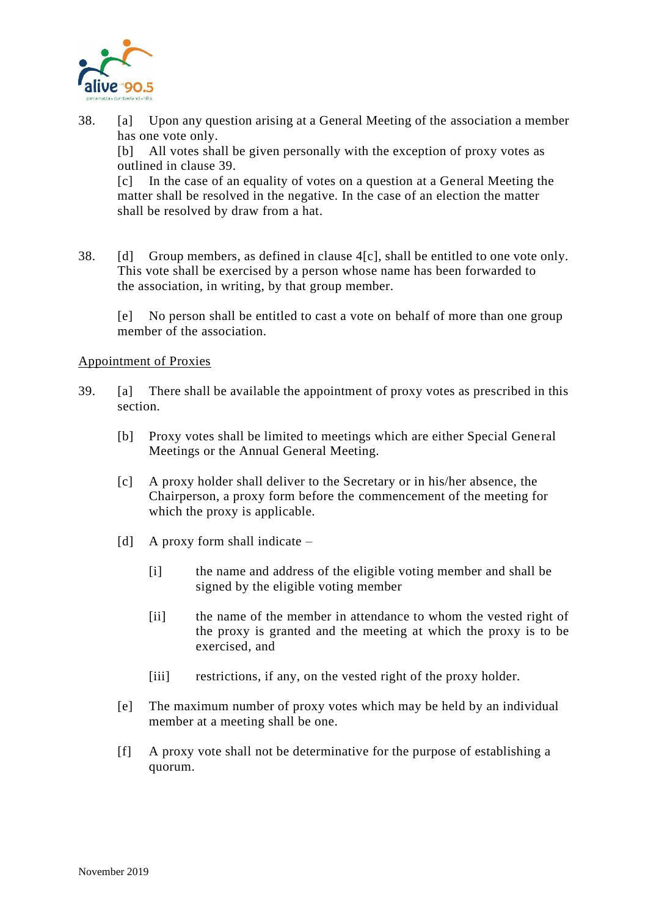38. [a] Upon any question arising at a General Meeting of the association a member has one vote only.
[b] All votes shall be given personally with the exception of proxy votes as outlined in clause 39.
[c] In the case of an equality of votes on a question at a General Meeting the matter shall be resolved in the negative. In the case of an election the matter shall be resolved by draw from a hat.

38. [d] Group members, as defined in clause 4[c], shall be entitled to one vote only. This vote shall be exercised by a person whose name has been forwarded to the association, in writing, by that group member.

[e] No person shall be entitled to cast a vote on behalf of more than one group member of the association.

<u>Appointment of Proxies</u>

39. [a] There shall be available the appointment of proxy votes as prescribed in this section.

[b] Proxy votes shall be limited to meetings which are either Special General Meetings or the Annual General Meeting.

[c] A proxy holder shall deliver to the Secretary or in his/her absence, the Chairperson, a proxy form before the commencement of the meeting for which the proxy is applicable.

[d] A proxy form shall indicate –

[i] the name and address of the eligible voting member and shall be signed by the eligible voting member

[ii] the name of the member in attendance to whom the vested right of the proxy is granted and the meeting at which the proxy is to be exercised, and

[iii] restrictions, if any, on the vested right of the proxy holder.

[e] The maximum number of proxy votes which may be held by an individual member at a meeting shall be one.

[f] A proxy vote shall not be determinative for the purpose of establishing a quorum.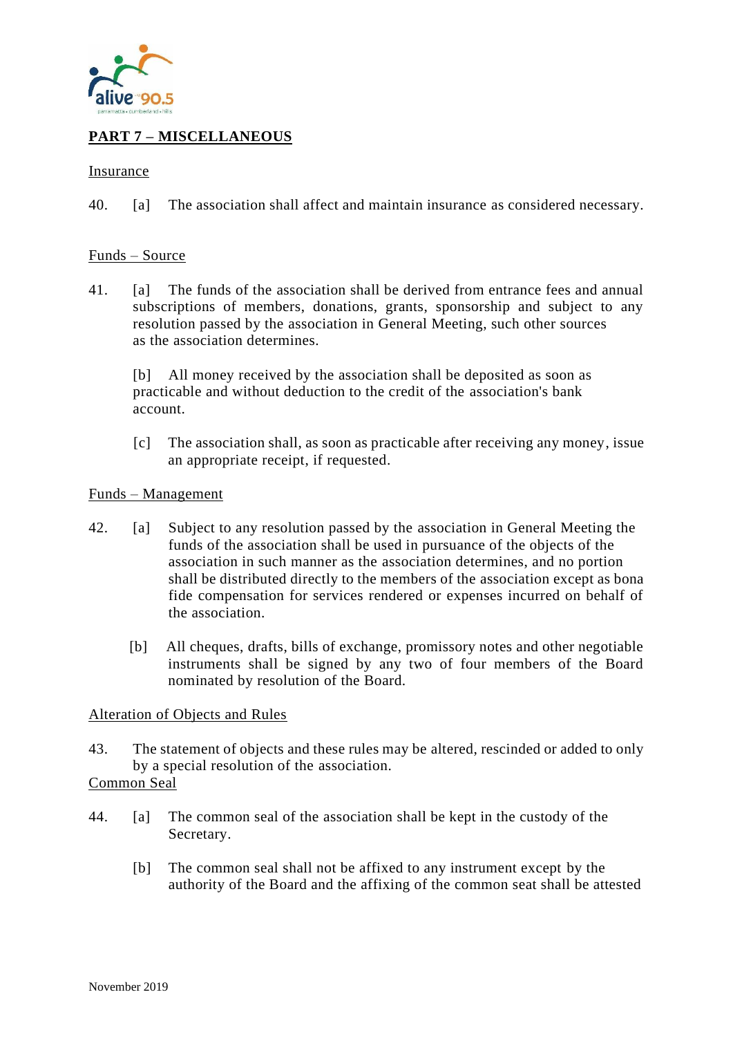## PART 7 – MISCELLANEOUS

Insurance

40. [a] The association shall affect and maintain insurance as considered necessary.

Funds – Source

41. [a] The funds of the association shall be derived from entrance fees and annual subscriptions of members, donations, grants, sponsorship and subject to any resolution passed by the association in General Meeting, such other sources as the association determines.

    [b] All money received by the association shall be deposited as soon as practicable and without deduction to the credit of the association's bank account.

    [c] The association shall, as soon as practicable after receiving any money, issue an appropriate receipt, if requested.

Funds – Management

42. [a] Subject to any resolution passed by the association in General Meeting the funds of the association shall be used in pursuance of the objects of the association in such manner as the association determines, and no portion shall be distributed directly to the members of the association except as bona fide compensation for services rendered or expenses incurred on behalf of the association.

    [b] All cheques, drafts, bills of exchange, promissory notes and other negotiable instruments shall be signed by any two of four members of the Board nominated by resolution of the Board.

Alteration of Objects and Rules

43. The statement of objects and these rules may be altered, rescinded or added to only by a special resolution of the association.

Common Seal

44. [a] The common seal of the association shall be kept in the custody of the Secretary.

    [b] The common seal shall not be affixed to any instrument except by the authority of the Board and the affixing of the common seat shall be attested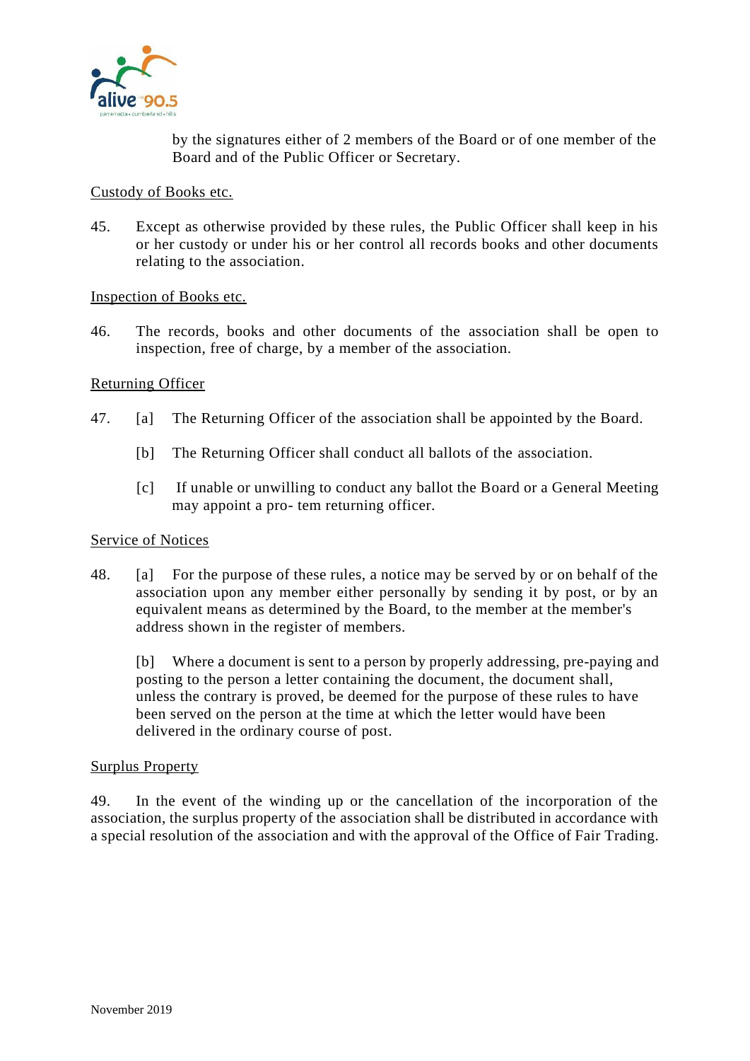by the signatures either of 2 members of the Board or of one member of the Board and of the Public Officer or Secretary.

Custody of Books etc.

45. Except as otherwise provided by these rules, the Public Officer shall keep in his or her custody or under his or her control all records books and other documents relating to the association.

Inspection of Books etc.

46. The records, books and other documents of the association shall be open to inspection, free of charge, by a member of the association.

Returning Officer

47. [a] The Returning Officer of the association shall be appointed by the Board.

[b] The Returning Officer shall conduct all ballots of the association.

[c] If unable or unwilling to conduct any ballot the Board or a General Meeting may appoint a pro- tem returning officer.

Service of Notices

48. [a] For the purpose of these rules, a notice may be served by or on behalf of the association upon any member either personally by sending it by post, or by an equivalent means as determined by the Board, to the member at the member's address shown in the register of members.

[b] Where a document is sent to a person by properly addressing, pre-paying and posting to the person a letter containing the document, the document shall, unless the contrary is proved, be deemed for the purpose of these rules to have been served on the person at the time at which the letter would have been delivered in the ordinary course of post.

Surplus Property

49. In the event of the winding up or the cancellation of the incorporation of the association, the surplus property of the association shall be distributed in accordance with a special resolution of the association and with the approval of the Office of Fair Trading.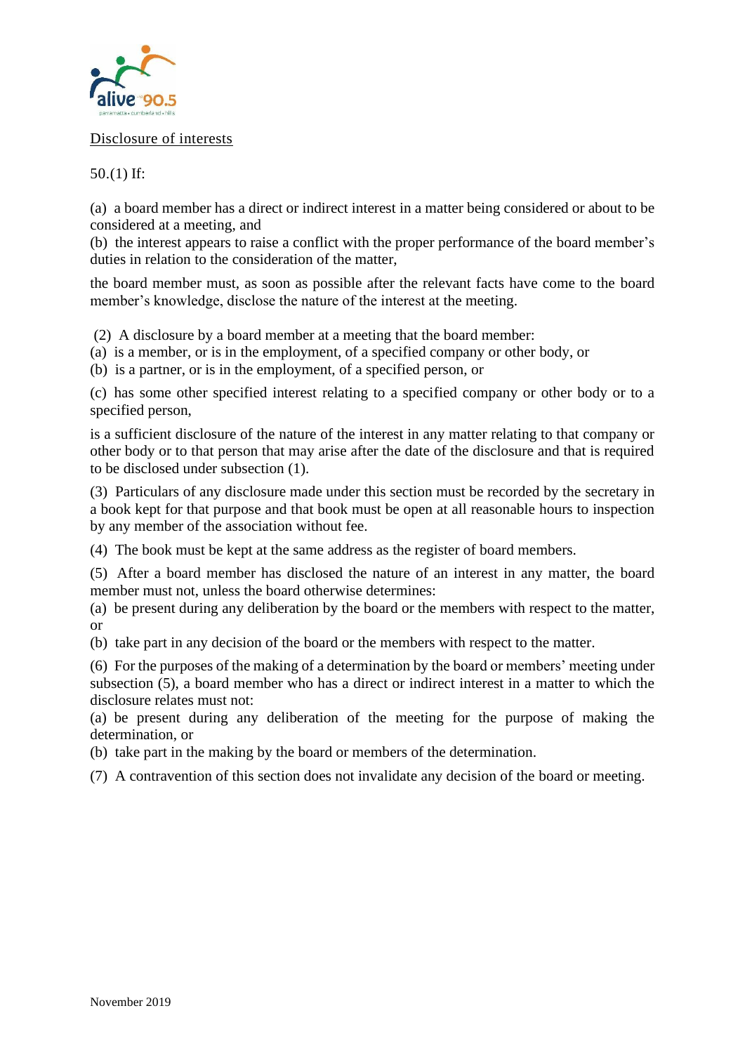Disclosure of interests

50.(1) If:

(a) a board member has a direct or indirect interest in a matter being considered or about to be considered at a meeting, and
(b) the interest appears to raise a conflict with the proper performance of the board member's duties in relation to the consideration of the matter,

the board member must, as soon as possible after the relevant facts have come to the board member's knowledge, disclose the nature of the interest at the meeting.

(2) A disclosure by a board member at a meeting that the board member:
(a) is a member, or is in the employment, of a specified company or other body, or
(b) is a partner, or is in the employment, of a specified person, or
(c) has some other specified interest relating to a specified company or other body or to a specified person,

is a sufficient disclosure of the nature of the interest in any matter relating to that company or other body or to that person that may arise after the date of the disclosure and that is required to be disclosed under subsection (1).

(3) Particulars of any disclosure made under this section must be recorded by the secretary in a book kept for that purpose and that book must be open at all reasonable hours to inspection by any member of the association without fee.

(4) The book must be kept at the same address as the register of board members.

(5) After a board member has disclosed the nature of an interest in any matter, the board member must not, unless the board otherwise determines:
(a) be present during any deliberation by the board or the members with respect to the matter, or
(b) take part in any decision of the board or the members with respect to the matter.

(6) For the purposes of the making of a determination by the board or members' meeting under subsection (5), a board member who has a direct or indirect interest in a matter to which the disclosure relates must not:
(a) be present during any deliberation of the meeting for the purpose of making the determination, or
(b) take part in the making by the board or members of the determination.

(7) A contravention of this section does not invalidate any decision of the board or meeting.